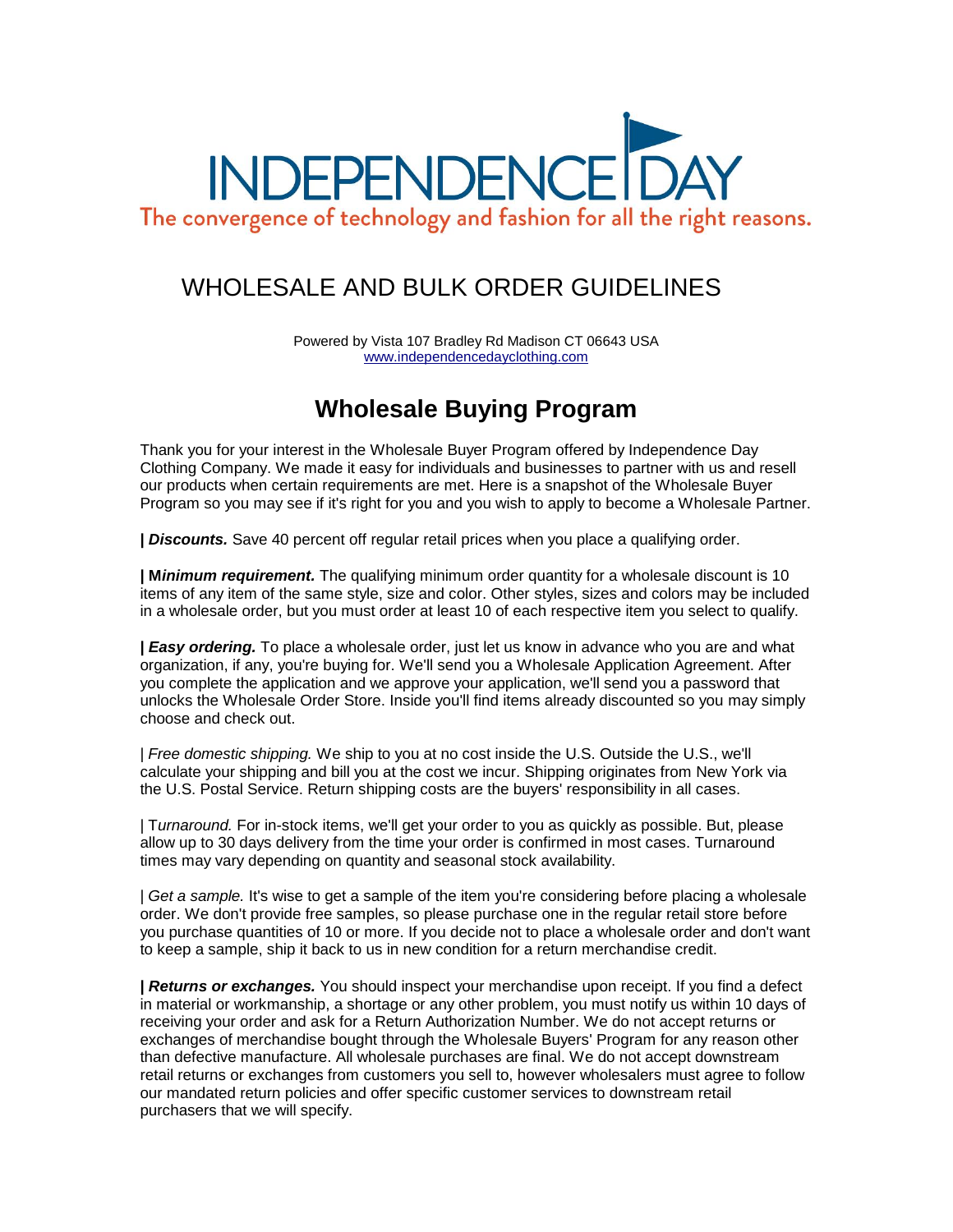# INDEPENDENCE DAY

The convergence of technology and fashion for all the right reasons.

## WHOLESALE AND BULK ORDER GUIDELINES

Powered by Vista 107 Bradley Rd Madison CT 06643 USA
www.independencedayclothing.com

## Wholesale Buying Program

Thank you for your interest in the Wholesale Buyer Program offered by Independence Day Clothing Company. We made it easy for individuals and businesses to partner with us and resell our products when certain requirements are met. Here is a snapshot of the Wholesale Buyer Program so you may see if it's right for you and you wish to apply to become a Wholesale Partner.

**|** ***Discounts.*** Save 40 percent off regular retail prices when you place a qualifying order.

**| M*inimum requirement.*** The qualifying minimum order quantity for a wholesale discount is 10 items of any item of the same style, size and color. Other styles, sizes and colors may be included in a wholesale order, but you must order at least 10 of each respective item you select to qualify.

**|** ***Easy ordering.*** To place a wholesale order, just let us know in advance who you are and what organization, if any, you're buying for. We'll send you a Wholesale Application Agreement. After you complete the application and we approve your application, we'll send you a password that unlocks the Wholesale Order Store. Inside you'll find items already discounted so you may simply choose and check out.

| *Free domestic shipping.* We ship to you at no cost inside the U.S. Outside the U.S., we'll calculate your shipping and bill you at the cost we incur. Shipping originates from New York via the U.S. Postal Service. Return shipping costs are the buyers' responsibility in all cases.

| T*urnaround.* For in-stock items, we'll get your order to you as quickly as possible. But, please allow up to 30 days delivery from the time your order is confirmed in most cases. Turnaround times may vary depending on quantity and seasonal stock availability.

| *Get a sample.* It's wise to get a sample of the item you're considering before placing a wholesale order. We don't provide free samples, so please purchase one in the regular retail store before you purchase quantities of 10 or more. If you decide not to place a wholesale order and don't want to keep a sample, ship it back to us in new condition for a return merchandise credit.

**|** ***Returns or exchanges.*** You should inspect your merchandise upon receipt. If you find a defect in material or workmanship, a shortage or any other problem, you must notify us within 10 days of receiving your order and ask for a Return Authorization Number. We do not accept returns or exchanges of merchandise bought through the Wholesale Buyers' Program for any reason other than defective manufacture. All wholesale purchases are final. We do not accept downstream retail returns or exchanges from customers you sell to, however wholesalers must agree to follow our mandated return policies and offer specific customer services to downstream retail purchasers that we will specify.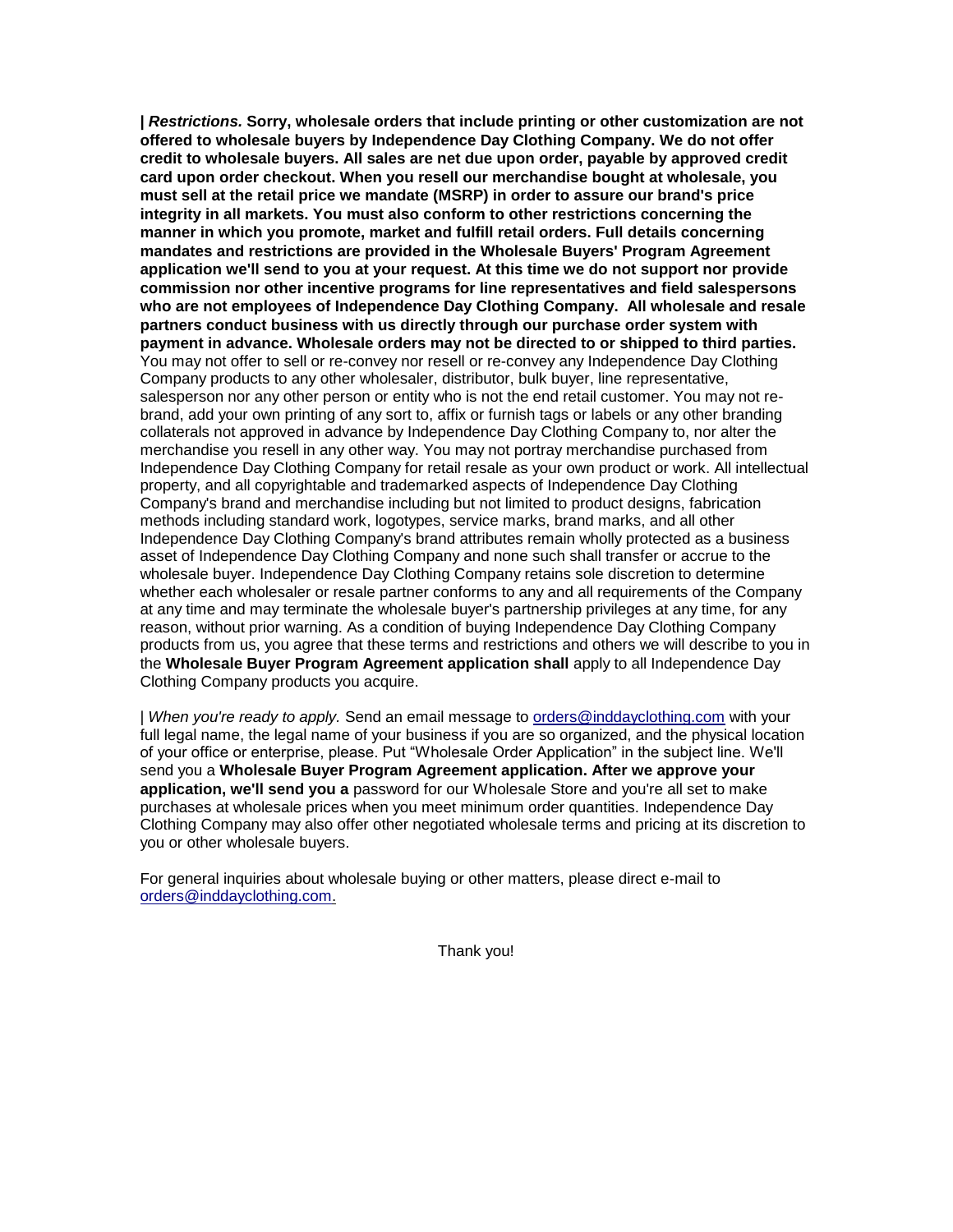**| *Restrictions.* Sorry, wholesale orders that include printing or other customization are not offered to wholesale buyers by Independence Day Clothing Company. We do not offer credit to wholesale buyers. All sales are net due upon order, payable by approved credit card upon order checkout. When you resell our merchandise bought at wholesale, you must sell at the retail price we mandate (MSRP) in order to assure our brand's price integrity in all markets. You must also conform to other restrictions concerning the manner in which you promote, market and fulfill retail orders. Full details concerning mandates and restrictions are provided in the Wholesale Buyers' Program Agreement application we'll send to you at your request. At this time we do not support nor provide commission nor other incentive programs for line representatives and field salespersons who are not employees of Independence Day Clothing Company. All wholesale and resale partners conduct business with us directly through our purchase order system with payment in advance. Wholesale orders may not be directed to or shipped to third parties.** You may not offer to sell or re-convey nor resell or re-convey any Independence Day Clothing Company products to any other wholesaler, distributor, bulk buyer, line representative, salesperson nor any other person or entity who is not the end retail customer. You may not re-brand, add your own printing of any sort to, affix or furnish tags or labels or any other branding collaterals not approved in advance by Independence Day Clothing Company to, nor alter the merchandise you resell in any other way. You may not portray merchandise purchased from Independence Day Clothing Company for retail resale as your own product or work. All intellectual property, and all copyrightable and trademarked aspects of Independence Day Clothing Company's brand and merchandise including but not limited to product designs, fabrication methods including standard work, logotypes, service marks, brand marks, and all other Independence Day Clothing Company's brand attributes remain wholly protected as a business asset of Independence Day Clothing Company and none such shall transfer or accrue to the wholesale buyer. Independence Day Clothing Company retains sole discretion to determine whether each wholesaler or resale partner conforms to any and all requirements of the Company at any time and may terminate the wholesale buyer's partnership privileges at any time, for any reason, without prior warning. As a condition of buying Independence Day Clothing Company products from us, you agree that these terms and restrictions and others we will describe to you in the **Wholesale Buyer Program Agreement application shall** apply to all Independence Day Clothing Company products you acquire.

| *When you're ready to apply.* Send an email message to orders@inddayclothing.com with your full legal name, the legal name of your business if you are so organized, and the physical location of your office or enterprise, please. Put "Wholesale Order Application" in the subject line. We'll send you a **Wholesale Buyer Program Agreement application. After we approve your application, we'll send you a** password for our Wholesale Store and you're all set to make purchases at wholesale prices when you meet minimum order quantities. Independence Day Clothing Company may also offer other negotiated wholesale terms and pricing at its discretion to you or other wholesale buyers.

For general inquiries about wholesale buying or other matters, please direct e-mail to orders@inddayclothing.com.

Thank you!